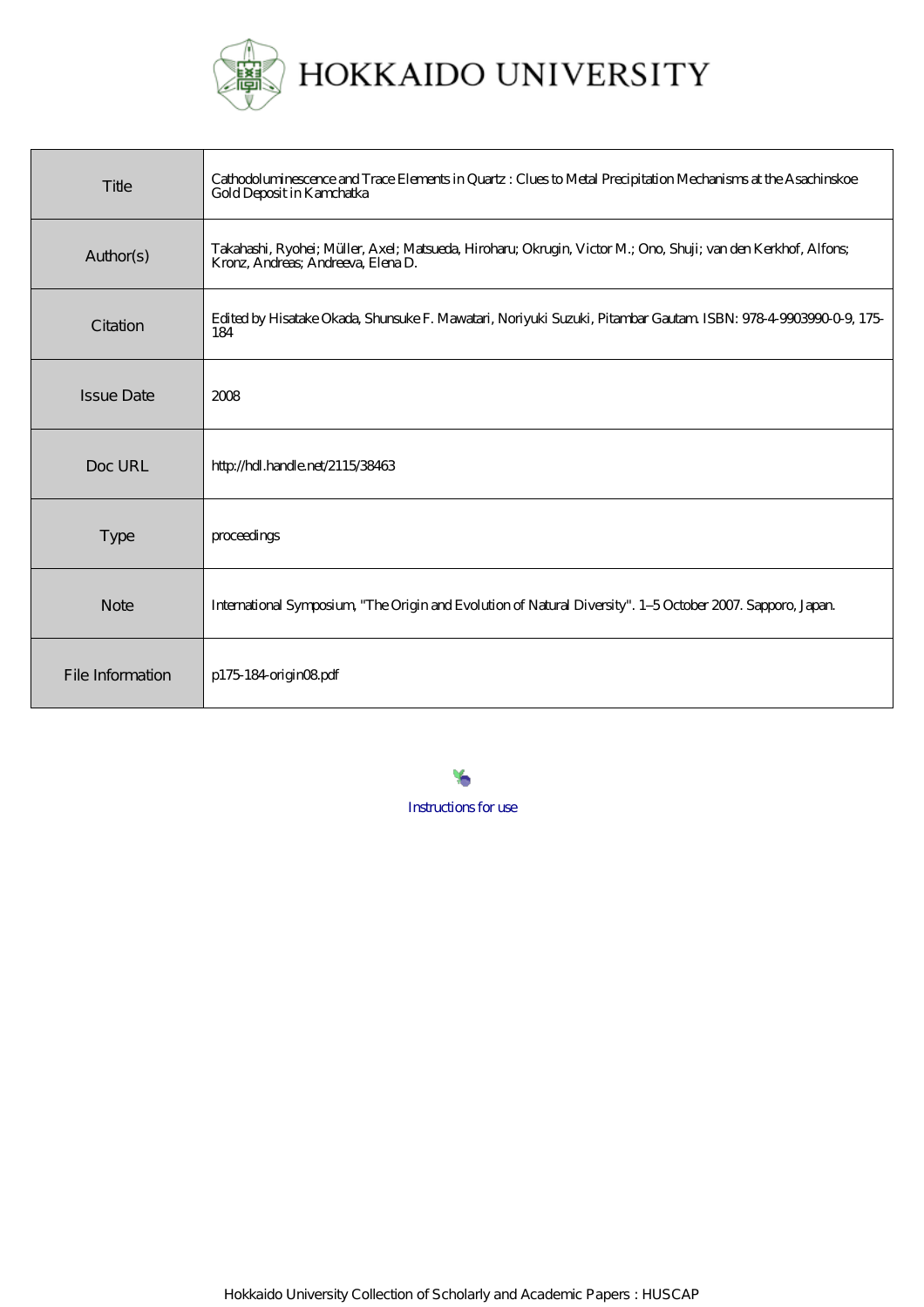# HOKKAIDO UNIVERSITY

| Title | Cathodoluminescence and Trace Elements in Quartz : Clues to Metal Precipitation Mechanisms at the Asachinskoe Gold Deposit in Kamchatka |
|---|---|
| Author(s) | Takahashi, Ryohei; Müller, Axel; Matsueda, Hiroharu; Okrugin, Victor M.; Ono, Shuji; van den Kerkhof, Alfons; Kronz, Andreas; Andreeva, Elena D. |
| Citation | Edited by Hisatake Okada, Shunsuke F. Mawatari, Noriyuki Suzuki, Pitambar Gautam. ISBN: 978-4-9903990-0-9, 175-184 |
| Issue Date | 2008 |
| Doc URL | http://hdl.handle.net/2115/38463 |
| Type | proceedings |
| Note | International Symposium, "The Origin and Evolution of Natural Diversity". 1–5 October 2007. Sapporo, Japan. |
| File Information | p175-184-origin08.pdf |

Instructions for use

Hokkaido University Collection of Scholarly and Academic Papers : HUSCAP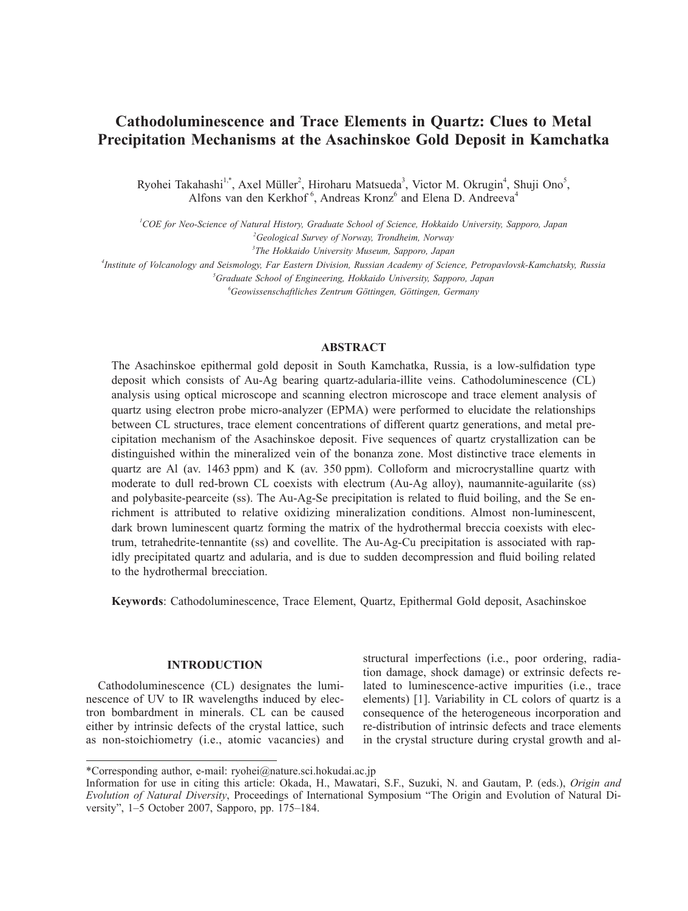# Cathodoluminescence and Trace Elements in Quartz: Clues to Metal Precipitation Mechanisms at the Asachinskoe Gold Deposit in Kamchatka

Ryohei Takahashi[1,*], Axel Müller[2], Hiroharu Matsueda[3], Victor M. Okrugin[4], Shuji Ono[5], Alfons van den Kerkhof[6], Andreas Kronz[6] and Elena D. Andreeva[4]

[1]*COE for Neo-Science of Natural History, Graduate School of Science, Hokkaido University, Sapporo, Japan*
[2]*Geological Survey of Norway, Trondheim, Norway*
[3]*The Hokkaido University Museum, Sapporo, Japan*
[4]*Institute of Volcanology and Seismology, Far Eastern Division, Russian Academy of Science, Petropavlovsk-Kamchatsky, Russia*
[5]*Graduate School of Engineering, Hokkaido University, Sapporo, Japan*
[6]*Geowissenschaftliches Zentrum Göttingen, Göttingen, Germany*

## ABSTRACT

The Asachinskoe epithermal gold deposit in South Kamchatka, Russia, is a low-sulfidation type deposit which consists of Au-Ag bearing quartz-adularia-illite veins. Cathodoluminescence (CL) analysis using optical microscope and scanning electron microscope and trace element analysis of quartz using electron probe micro-analyzer (EPMA) were performed to elucidate the relationships between CL structures, trace element concentrations of different quartz generations, and metal precipitation mechanism of the Asachinskoe deposit. Five sequences of quartz crystallization can be distinguished within the mineralized vein of the bonanza zone. Most distinctive trace elements in quartz are Al (av. 1463 ppm) and K (av. 350 ppm). Colloform and microcrystalline quartz with moderate to dull red-brown CL coexists with electrum (Au-Ag alloy), naumannite-aguilarite (ss) and polybasite-pearceite (ss). The Au-Ag-Se precipitation is related to fluid boiling, and the Se enrichment is attributed to relative oxidizing mineralization conditions. Almost non-luminescent, dark brown luminescent quartz forming the matrix of the hydrothermal breccia coexists with electrum, tetrahedrite-tennantite (ss) and covellite. The Au-Ag-Cu precipitation is associated with rapidly precipitated quartz and adularia, and is due to sudden decompression and fluid boiling related to the hydrothermal brecciation.

**Keywords**: Cathodoluminescence, Trace Element, Quartz, Epithermal Gold deposit, Asachinskoe

## INTRODUCTION

Cathodoluminescence (CL) designates the luminescence of UV to IR wavelengths induced by electron bombardment in minerals. CL can be caused either by intrinsic defects of the crystal lattice, such as non-stoichiometry (i.e., atomic vacancies) and structural imperfections (i.e., poor ordering, radiation damage, shock damage) or extrinsic defects related to luminescence-active impurities (i.e., trace elements) [1]. Variability in CL colors of quartz is a consequence of the heterogeneous incorporation and re-distribution of intrinsic defects and trace elements in the crystal structure during crystal growth and al-

*Corresponding author, e-mail: ryohei@nature.sci.hokudai.ac.jp
Information for use in citing this article: Okada, H., Mawatari, S.F., Suzuki, N. and Gautam, P. (eds.), *Origin and Evolution of Natural Diversity*, Proceedings of International Symposium "The Origin and Evolution of Natural Diversity", 1–5 October 2007, Sapporo, pp. 175–184.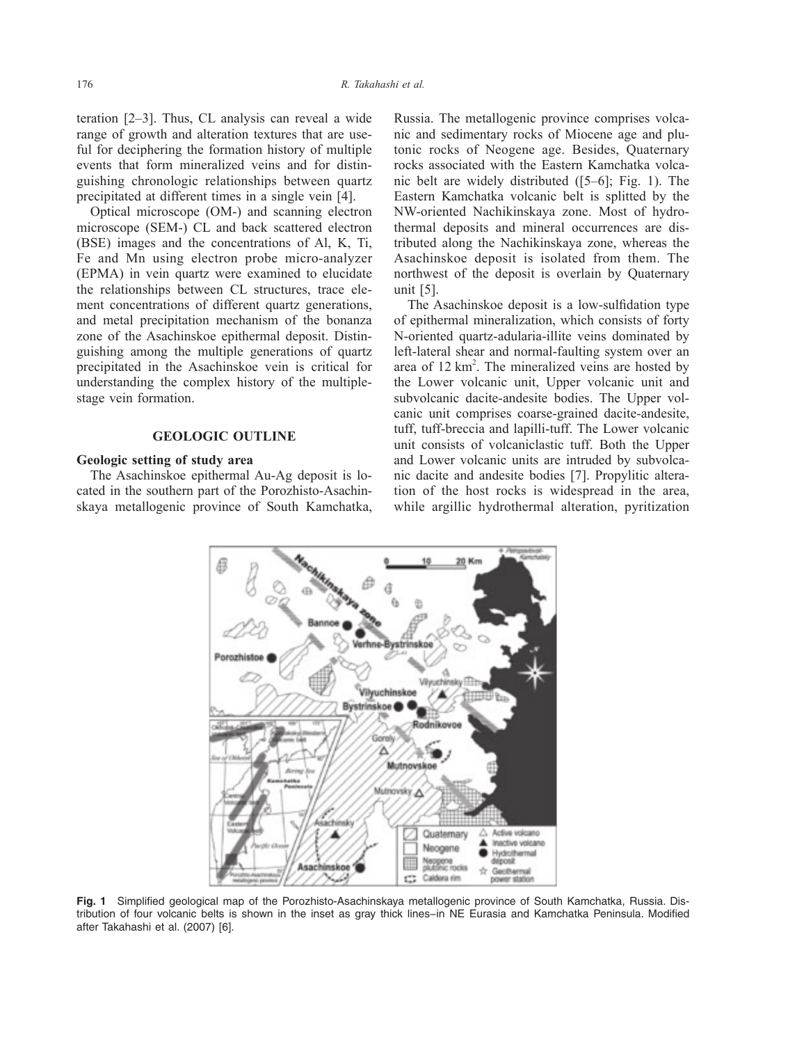teration [2–3]. Thus, CL analysis can reveal a wide range of growth and alteration textures that are useful for deciphering the formation history of multiple events that form mineralized veins and for distinguishing chronologic relationships between quartz precipitated at different times in a single vein [4].

Optical microscope (OM-) and scanning electron microscope (SEM-) CL and back scattered electron (BSE) images and the concentrations of Al, K, Ti, Fe and Mn using electron probe micro-analyzer (EPMA) in vein quartz were examined to elucidate the relationships between CL structures, trace element concentrations of different quartz generations, and metal precipitation mechanism of the bonanza zone of the Asachinskoe epithermal deposit. Distinguishing among the multiple generations of quartz precipitated in the Asachinskoe vein is critical for understanding the complex history of the multiple-stage vein formation.

## GEOLOGIC OUTLINE

### Geologic setting of study area

The Asachinskoe epithermal Au-Ag deposit is located in the southern part of the Porozhisto-Asachinskaya metallogenic province of South Kamchatka, Russia. The metallogenic province comprises volcanic and sedimentary rocks of Miocene age and plutonic rocks of Neogene age. Besides, Quaternary rocks associated with the Eastern Kamchatka volcanic belt are widely distributed ([5–6]; Fig. 1). The Eastern Kamchatka volcanic belt is splitted by the NW-oriented Nachikinskaya zone. Most of hydrothermal deposits and mineral occurrences are distributed along the Nachikinskaya zone, whereas the Asachinskoe deposit is isolated from them. The northwest of the deposit is overlain by Quaternary unit [5].

The Asachinskoe deposit is a low-sulfidation type of epithermal mineralization, which consists of forty N-oriented quartz-adularia-illite veins dominated by left-lateral shear and normal-faulting system over an area of 12 km$^2$. The mineralized veins are hosted by the Lower volcanic unit, Upper volcanic unit and subvolcanic dacite-andesite bodies. The Upper volcanic unit comprises coarse-grained dacite-andesite, tuff, tuff-breccia and lapilli-tuff. The Lower volcanic unit consists of volcaniclastic tuff. Both the Upper and Lower volcanic units are intruded by subvolcanic dacite and andesite bodies [7]. Propylitic alteration of the host rocks is widespread in the area, while argillic hydrothermal alteration, pyritization

**Fig. 1** Simplified geological map of the Porozhisto-Asachinskaya metallogenic province of South Kamchatka, Russia. Distribution of four volcanic belts is shown in the inset as gray thick lines–in NE Eurasia and Kamchatka Peninsula. Modified after Takahashi et al. (2007) [6].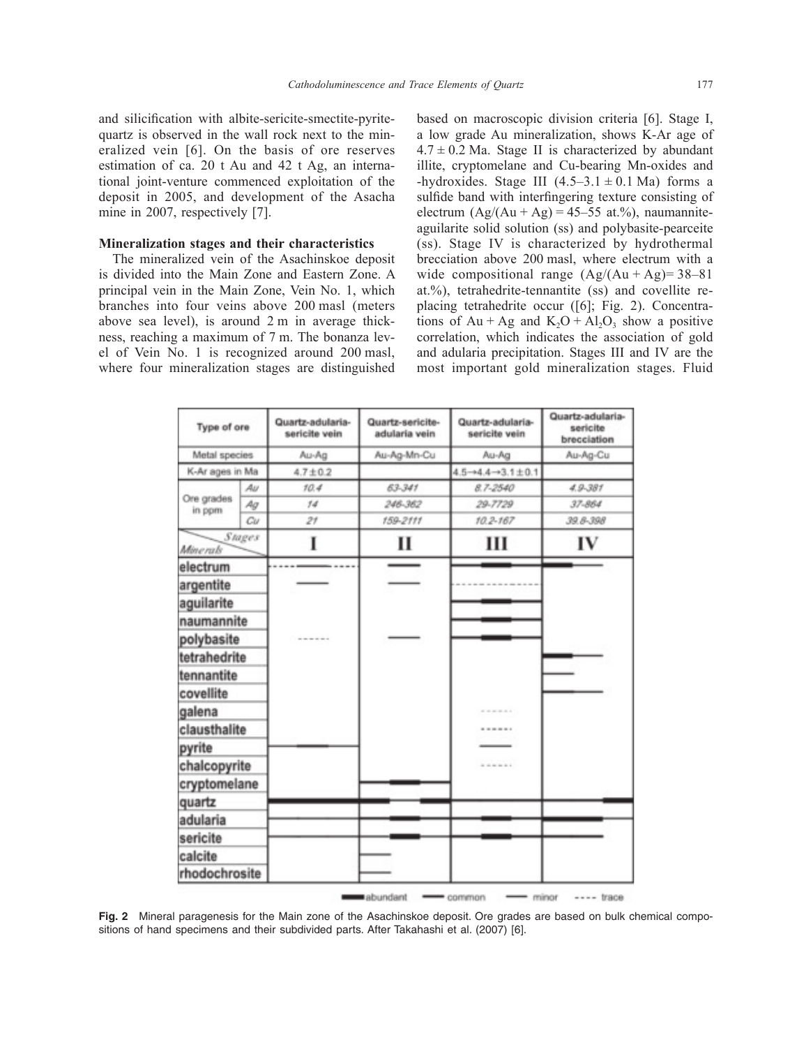and silicification with albite-sericite-smectite-pyrite-quartz is observed in the wall rock next to the mineralized vein [6]. On the basis of ore reserves estimation of ca. 20 t Au and 42 t Ag, an international joint-venture commenced exploitation of the deposit in 2005, and development of the Asacha mine in 2007, respectively [7].

### Mineralization stages and their characteristics

The mineralized vein of the Asachinskoe deposit is divided into the Main Zone and Eastern Zone. A principal vein in the Main Zone, Vein No. 1, which branches into four veins above 200 masl (meters above sea level), is around 2 m in average thickness, reaching a maximum of 7 m. The bonanza level of Vein No. 1 is recognized around 200 masl, where four mineralization stages are distinguished based on macroscopic division criteria [6]. Stage I, a low grade Au mineralization, shows K-Ar age of $4.7 \pm 0.2$ Ma. Stage II is characterized by abundant illite, cryptomelane and Cu-bearing Mn-oxides and -hydroxides. Stage III ($4.5$–$3.1 \pm 0.1$ Ma) forms a sulfide band with interfingering texture consisting of electrum ($Ag/(Au + Ag) = 45$–$55$ at.%), naumannite-aguilarite solid solution (ss) and polybasite-pearceite (ss). Stage IV is characterized by hydrothermal brecciation above 200 masl, where electrum with a wide compositional range ($Ag/(Au + Ag) = 38$–$81$ at.%), tetrahedrite-tennantite (ss) and covellite replacing tetrahedrite occur ([6]; Fig. 2). Concentrations of Au + Ag and $K_2O + Al_2O_3$ show a positive correlation, which indicates the association of gold and adularia precipitation. Stages III and IV are the most important gold mineralization stages. Fluid

| Type of ore | | Quartz-adularia-sericite vein | Quartz-sericite-adularia vein | Quartz-adularia-sericite vein | Quartz-adularia-sericite brecciation |
|---|---|---|---|---|---|
| Metal species | | Au-Ag | Au-Ag-Mn-Cu | Au-Ag | Au-Ag-Cu |
| K-Ar ages in Ma | | 4.7±0.2 | | 4.5→4.4→3.1±0.1 | |
| Ore grades in ppm | Au | 10.4 | 63-341 | 8.7-2540 | 4.9-381 |
| | Ag | 14 | 246-362 | 29-7729 | 37-864 |
| | Cu | 21 | 159-2111 | 10.2-167 | 39.8-398 |
| Minerals / Stages | | I | II | III | IV |
| electrum | | | | | |
| argentite | | | | | |
| aguilarite | | | | | |
| naumannite | | | | | |
| polybasite | | | | | |
| tetrahedrite | | | | | |
| tennantite | | | | | |
| covellite | | | | | |
| galena | | | | | |
| clausthalite | | | | | |
| pyrite | | | | | |
| chalcopyrite | | | | | |
| cryptomelane | | | | | |
| quartz | | | | | |
| adularia | | | | | |
| sericite | | | | | |
| calcite | | | | | |
| rhodochrosite | | | | | |

abundant — common — minor ---- trace

**Fig. 2** Mineral paragenesis for the Main zone of the Asachinskoe deposit. Ore grades are based on bulk chemical compositions of hand specimens and their subdivided parts. After Takahashi et al. (2007) [6].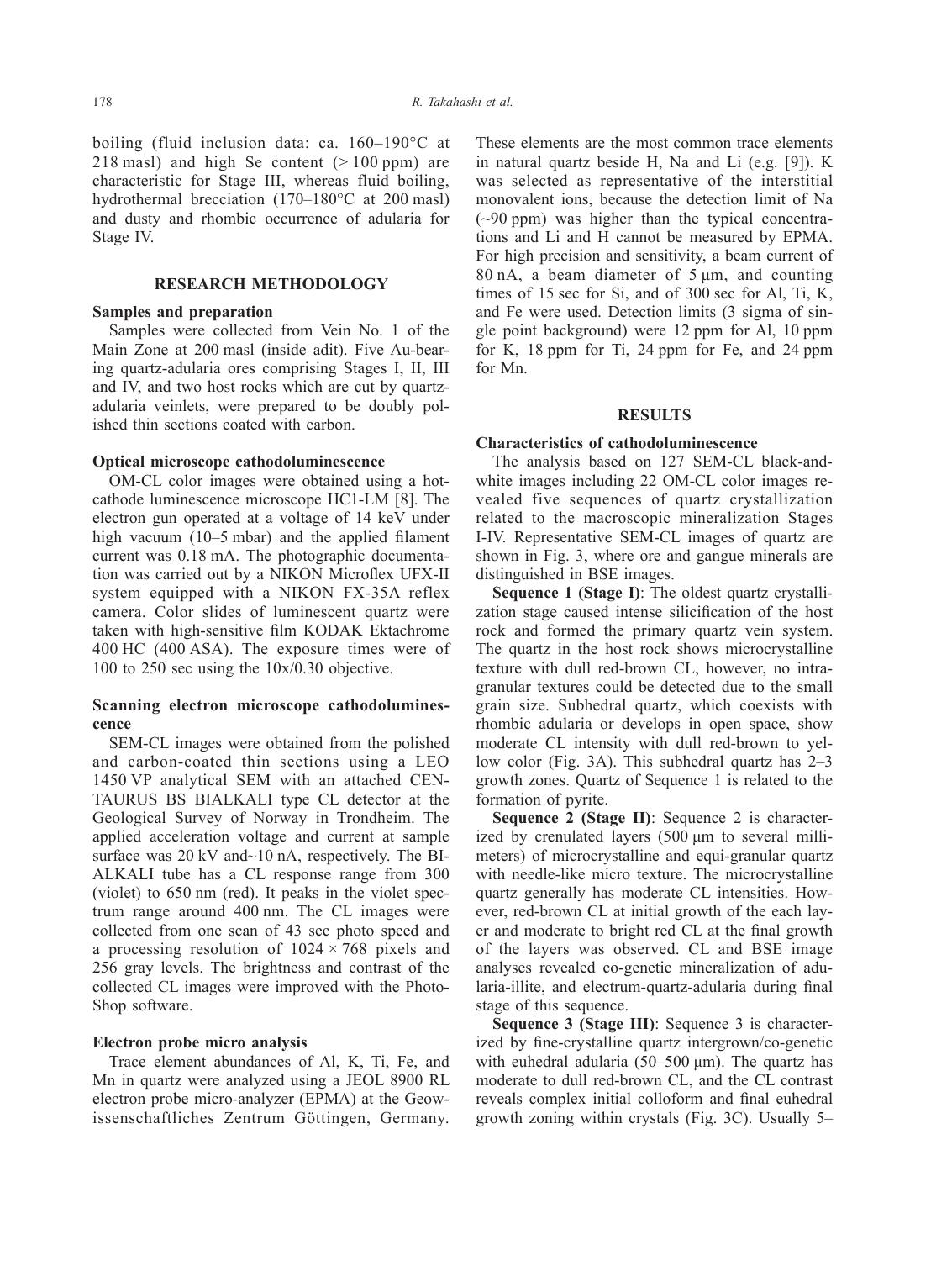boiling (fluid inclusion data: ca. 160–190°C at 218 masl) and high Se content (> 100 ppm) are characteristic for Stage III, whereas fluid boiling, hydrothermal brecciation (170–180°C at 200 masl) and dusty and rhombic occurrence of adularia for Stage IV.

## RESEARCH METHODOLOGY

### Samples and preparation

Samples were collected from Vein No. 1 of the Main Zone at 200 masl (inside adit). Five Au-bearing quartz-adularia ores comprising Stages I, II, III and IV, and two host rocks which are cut by quartz-adularia veinlets, were prepared to be doubly polished thin sections coated with carbon.

### Optical microscope cathodoluminescence

OM-CL color images were obtained using a hot-cathode luminescence microscope HC1-LM [8]. The electron gun operated at a voltage of 14 keV under high vacuum (10–5 mbar) and the applied filament current was 0.18 mA. The photographic documentation was carried out by a NIKON Microflex UFX-II system equipped with a NIKON FX-35A reflex camera. Color slides of luminescent quartz were taken with high-sensitive film KODAK Ektachrome 400 HC (400 ASA). The exposure times were of 100 to 250 sec using the 10x/0.30 objective.

### Scanning electron microscope cathodoluminescence

SEM-CL images were obtained from the polished and carbon-coated thin sections using a LEO 1450 VP analytical SEM with an attached CENTAURUS BS BIALKALI type CL detector at the Geological Survey of Norway in Trondheim. The applied acceleration voltage and current at sample surface was 20 kV and~10 nA, respectively. The BIALKALI tube has a CL response range from 300 (violet) to 650 nm (red). It peaks in the violet spectrum range around 400 nm. The CL images were collected from one scan of 43 sec photo speed and a processing resolution of 1024 × 768 pixels and 256 gray levels. The brightness and contrast of the collected CL images were improved with the PhotoShop software.

### Electron probe micro analysis

Trace element abundances of Al, K, Ti, Fe, and Mn in quartz were analyzed using a JEOL 8900 RL electron probe micro-analyzer (EPMA) at the Geowissenschaftliches Zentrum Göttingen, Germany. These elements are the most common trace elements in natural quartz beside H, Na and Li (e.g. [9]). K was selected as representative of the interstitial monovalent ions, because the detection limit of Na (~90 ppm) was higher than the typical concentrations and Li and H cannot be measured by EPMA. For high precision and sensitivity, a beam current of 80 nA, a beam diameter of 5 μm, and counting times of 15 sec for Si, and of 300 sec for Al, Ti, K, and Fe were used. Detection limits (3 sigma of single point background) were 12 ppm for Al, 10 ppm for K, 18 ppm for Ti, 24 ppm for Fe, and 24 ppm for Mn.

## RESULTS

### Characteristics of cathodoluminescence

The analysis based on 127 SEM-CL black-and-white images including 22 OM-CL color images revealed five sequences of quartz crystallization related to the macroscopic mineralization Stages I-IV. Representative SEM-CL images of quartz are shown in Fig. 3, where ore and gangue minerals are distinguished in BSE images.

**Sequence 1 (Stage I)**: The oldest quartz crystallization stage caused intense silicification of the host rock and formed the primary quartz vein system. The quartz in the host rock shows microcrystalline texture with dull red-brown CL, however, no intragranular textures could be detected due to the small grain size. Subhedral quartz, which coexists with rhombic adularia or develops in open space, show moderate CL intensity with dull red-brown to yellow color (Fig. 3A). This subhedral quartz has 2–3 growth zones. Quartz of Sequence 1 is related to the formation of pyrite.

**Sequence 2 (Stage II)**: Sequence 2 is characterized by crenulated layers (500 μm to several millimeters) of microcrystalline and equi-granular quartz with needle-like micro texture. The microcrystalline quartz generally has moderate CL intensities. However, red-brown CL at initial growth of the each layer and moderate to bright red CL at the final growth of the layers was observed. CL and BSE image analyses revealed co-genetic mineralization of adularia-illite, and electrum-quartz-adularia during final stage of this sequence.

**Sequence 3 (Stage III)**: Sequence 3 is characterized by fine-crystalline quartz intergrown/co-genetic with euhedral adularia (50–500 μm). The quartz has moderate to dull red-brown CL, and the CL contrast reveals complex initial colloform and final euhedral growth zoning within crystals (Fig. 3C). Usually 5–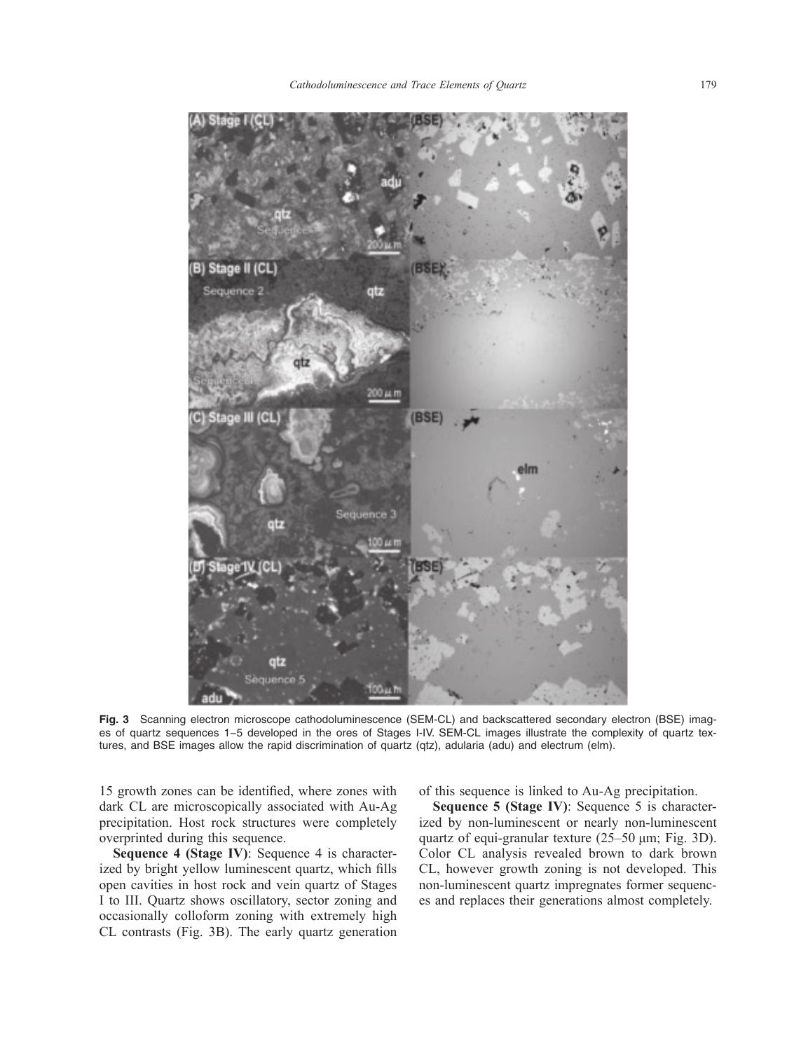Fig. 3 Scanning electron microscope cathodoluminescence (SEM-CL) and backscattered secondary electron (BSE) images of quartz sequences 1–5 developed in the ores of Stages I-IV. SEM-CL images illustrate the complexity of quartz textures, and BSE images allow the rapid discrimination of quartz (qtz), adularia (adu) and electrum (elm).

15 growth zones can be identified, where zones with dark CL are microscopically associated with Au-Ag precipitation. Host rock structures were completely overprinted during this sequence.

**Sequence 4 (Stage IV)**: Sequence 4 is characterized by bright yellow luminescent quartz, which fills open cavities in host rock and vein quartz of Stages I to III. Quartz shows oscillatory, sector zoning and occasionally colloform zoning with extremely high CL contrasts (Fig. 3B). The early quartz generation of this sequence is linked to Au-Ag precipitation.

**Sequence 5 (Stage IV)**: Sequence 5 is characterized by non-luminescent or nearly non-luminescent quartz of equi-granular texture (25–50 μm; Fig. 3D). Color CL analysis revealed brown to dark brown CL, however growth zoning is not developed. This non-luminescent quartz impregnates former sequences and replaces their generations almost completely.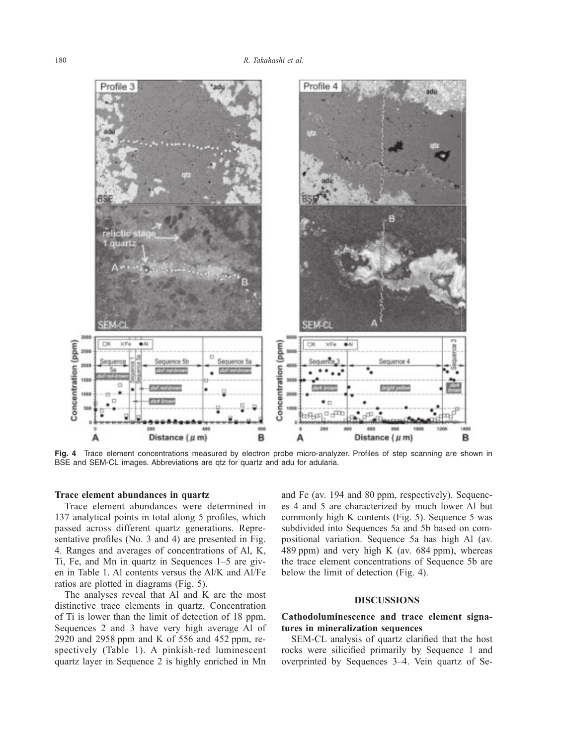**Fig. 4** Trace element concentrations measured by electron probe micro-analyzer. Profiles of step scanning are shown in BSE and SEM-CL images. Abbreviations are qtz for quartz and adu for adularia.

### Trace element abundances in quartz

Trace element abundances were determined in 137 analytical points in total along 5 profiles, which passed across different quartz generations. Representative profiles (No. 3 and 4) are presented in Fig. 4. Ranges and averages of concentrations of Al, K, Ti, Fe, and Mn in quartz in Sequences 1–5 are given in Table 1. Al contents versus the Al/K and Al/Fe ratios are plotted in diagrams (Fig. 5).

The analyses reveal that Al and K are the most distinctive trace elements in quartz. Concentration of Ti is lower than the limit of detection of 18 ppm. Sequences 2 and 3 have very high average Al of 2920 and 2958 ppm and K of 556 and 452 ppm, respectively (Table 1). A pinkish-red luminescent quartz layer in Sequence 2 is highly enriched in Mn and Fe (av. 194 and 80 ppm, respectively). Sequences 4 and 5 are characterized by much lower Al but commonly high K contents (Fig. 5). Sequence 5 was subdivided into Sequences 5a and 5b based on compositional variation. Sequence 5a has high Al (av. 489 ppm) and very high K (av. 684 ppm), whereas the trace element concentrations of Sequence 5b are below the limit of detection (Fig. 4).

## DISCUSSIONS

### Cathodoluminescence and trace element signatures in mineralization sequences

SEM-CL analysis of quartz clarified that the host rocks were silicified primarily by Sequence 1 and overprinted by Sequences 3–4. Vein quartz of Se-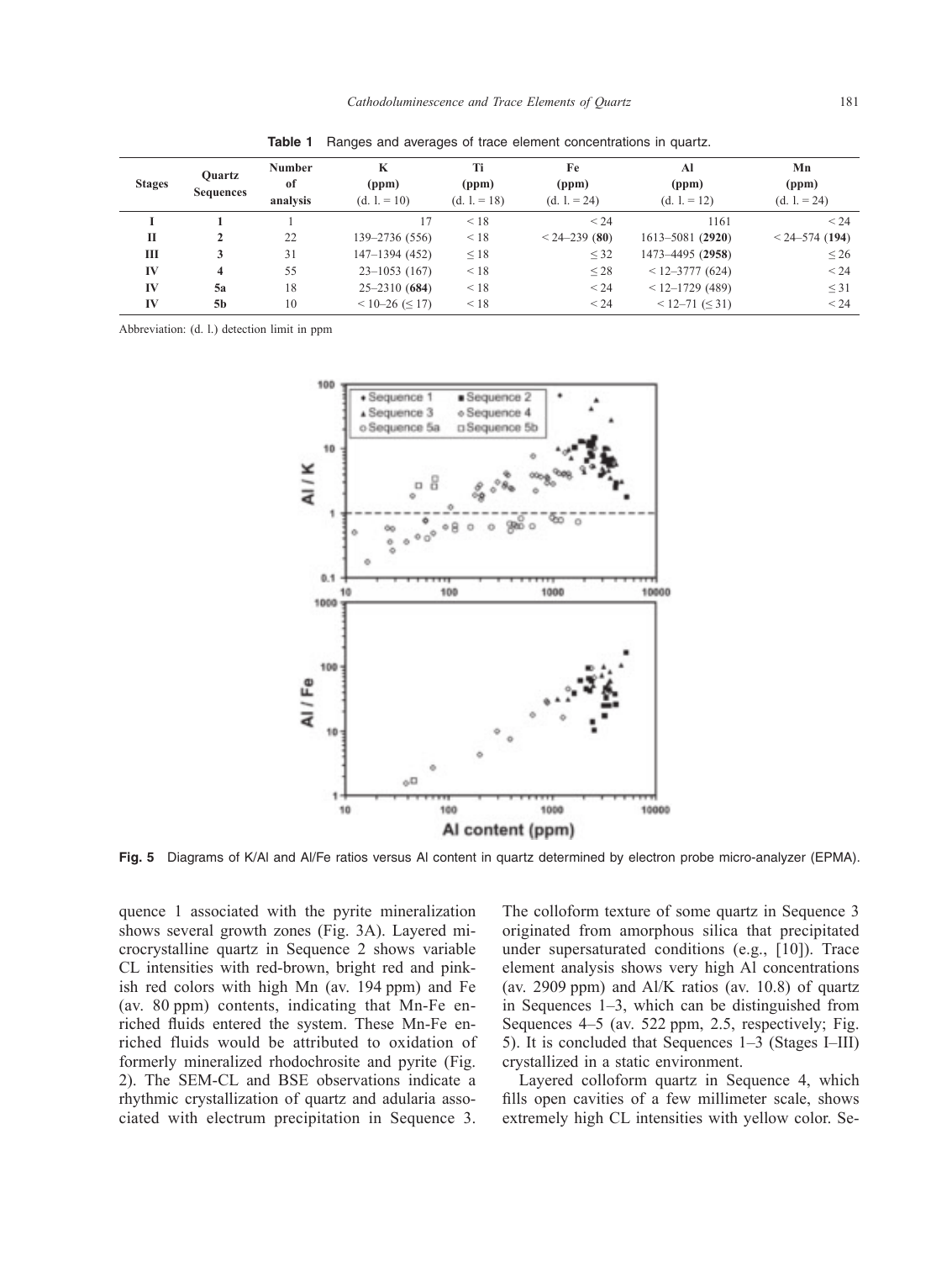**Table 1** Ranges and averages of trace element concentrations in quartz.

| Stages | Quartz Sequences | Number of analysis | K (ppm) (d. l. = 10) | Ti (ppm) (d. l. = 18) | Fe (ppm) (d. l. = 24) | Al (ppm) (d. l. = 12) | Mn (ppm) (d. l. = 24) |
|---|---|---|---|---|---|---|---|
| **I** | **1** | 1 | 17 | < 18 | < 24 | 1161 | < 24 |
| **II** | **2** | 22 | 139–2736 (556) | < 18 | < 24–239 (**80**) | 1613–5081 (**2920**) | < 24–574 (**194**) |
| **III** | **3** | 31 | 147–1394 (452) | ≤ 18 | ≤ 32 | 1473–4495 (**2958**) | ≤ 26 |
| **IV** | **4** | 55 | 23–1053 (167) | < 18 | ≤ 28 | < 12–3777 (624) | < 24 |
| **IV** | **5a** | 18 | 25–2310 (**684**) | < 18 | < 24 | < 12–1729 (489) | ≤ 31 |
| **IV** | **5b** | 10 | < 10–26 (≤ 17) | < 18 | < 24 | < 12–71 (≤ 31) | < 24 |

Abbreviation: (d. l.) detection limit in ppm

**Fig. 5** Diagrams of K/Al and Al/Fe ratios versus Al content in quartz determined by electron probe micro-analyzer (EPMA).

quence 1 associated with the pyrite mineralization shows several growth zones (Fig. 3A). Layered microcrystalline quartz in Sequence 2 shows variable CL intensities with red-brown, bright red and pinkish red colors with high Mn (av. 194 ppm) and Fe (av. 80 ppm) contents, indicating that Mn-Fe enriched fluids entered the system. These Mn-Fe enriched fluids would be attributed to oxidation of formerly mineralized rhodochrosite and pyrite (Fig. 2). The SEM-CL and BSE observations indicate a rhythmic crystallization of quartz and adularia associated with electrum precipitation in Sequence 3. The colloform texture of some quartz in Sequence 3 originated from amorphous silica that precipitated under supersaturated conditions (e.g., [10]). Trace element analysis shows very high Al concentrations (av. 2909 ppm) and Al/K ratios (av. 10.8) of quartz in Sequences 1–3, which can be distinguished from Sequences 4–5 (av. 522 ppm, 2.5, respectively; Fig. 5). It is concluded that Sequences 1–3 (Stages I–III) crystallized in a static environment.

Layered colloform quartz in Sequence 4, which fills open cavities of a few millimeter scale, shows extremely high CL intensities with yellow color. Se-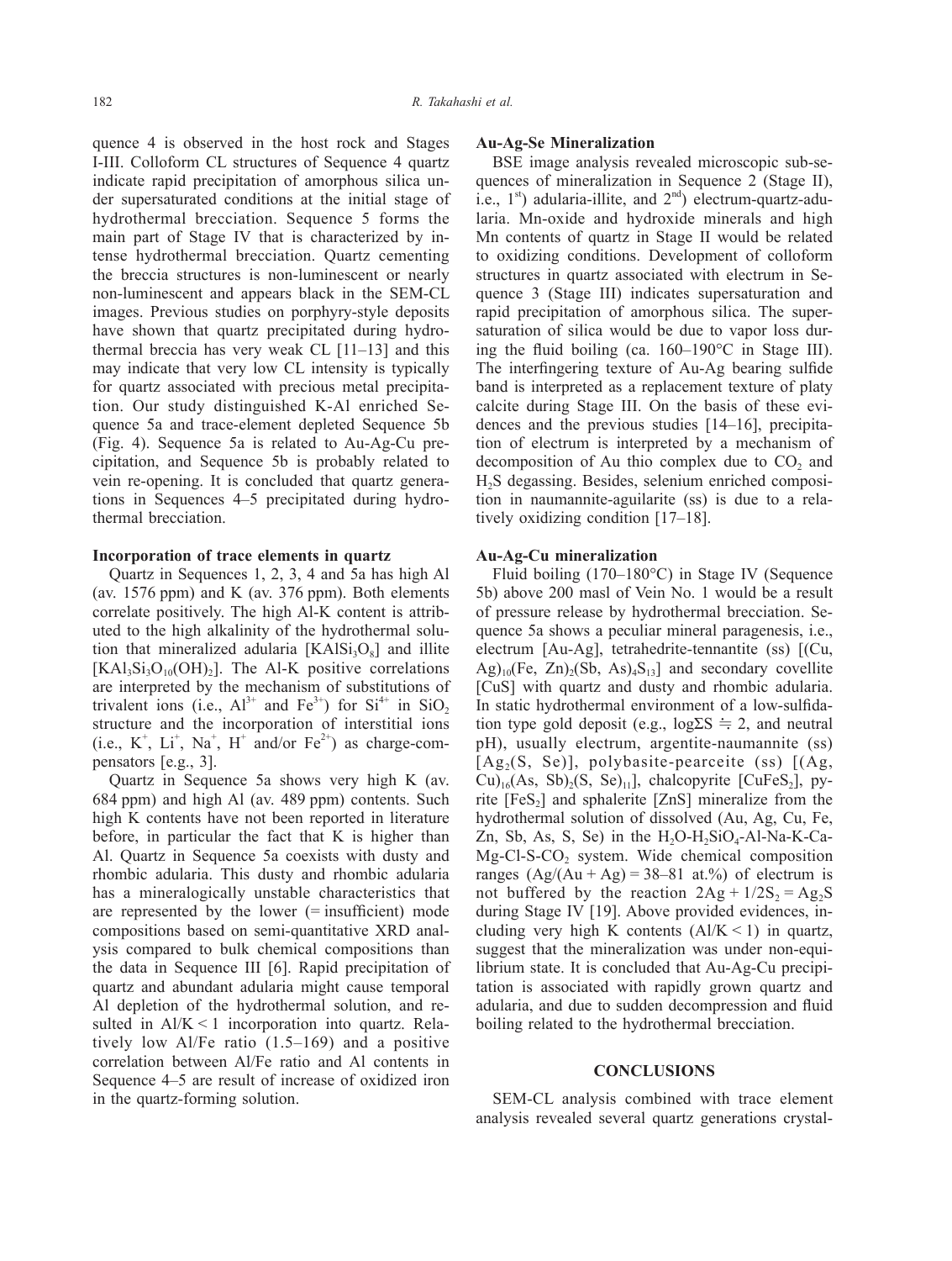quence 4 is observed in the host rock and Stages I-III. Colloform CL structures of Sequence 4 quartz indicate rapid precipitation of amorphous silica under supersaturated conditions at the initial stage of hydrothermal brecciation. Sequence 5 forms the main part of Stage IV that is characterized by intense hydrothermal brecciation. Quartz cementing the breccia structures is non-luminescent or nearly non-luminescent and appears black in the SEM-CL images. Previous studies on porphyry-style deposits have shown that quartz precipitated during hydrothermal breccia has very weak CL [11–13] and this may indicate that very low CL intensity is typically for quartz associated with precious metal precipitation. Our study distinguished K-Al enriched Sequence 5a and trace-element depleted Sequence 5b (Fig. 4). Sequence 5a is related to Au-Ag-Cu precipitation, and Sequence 5b is probably related to vein re-opening. It is concluded that quartz generations in Sequences 4–5 precipitated during hydrothermal brecciation.

**Incorporation of trace elements in quartz**

Quartz in Sequences 1, 2, 3, 4 and 5a has high Al (av. 1576 ppm) and K (av. 376 ppm). Both elements correlate positively. The high Al-K content is attributed to the high alkalinity of the hydrothermal solution that mineralized adularia [$KAlSi_3O_8$] and illite [$KAl_3Si_3O_{10}(OH)_2$]. The Al-K positive correlations are interpreted by the mechanism of substitutions of trivalent ions (i.e., $Al^{3+}$ and $Fe^{3+}$) for $Si^{4+}$ in $SiO_2$ structure and the incorporation of interstitial ions (i.e., $K^+$, $Li^+$, $Na^+$, $H^+$ and/or $Fe^{2+}$) as charge-compensators [e.g., 3].

Quartz in Sequence 5a shows very high K (av. 684 ppm) and high Al (av. 489 ppm) contents. Such high K contents have not been reported in literature before, in particular the fact that K is higher than Al. Quartz in Sequence 5a coexists with dusty and rhombic adularia. This dusty and rhombic adularia has a mineralogically unstable characteristics that are represented by the lower (= insufficient) mode compositions based on semi-quantitative XRD analysis compared to bulk chemical compositions than the data in Sequence III [6]. Rapid precipitation of quartz and abundant adularia might cause temporal Al depletion of the hydrothermal solution, and resulted in $Al/K < 1$ incorporation into quartz. Relatively low Al/Fe ratio (1.5–169) and a positive correlation between Al/Fe ratio and Al contents in Sequence 4–5 are result of increase of oxidized iron in the quartz-forming solution.

**Au-Ag-Se Mineralization**

BSE image analysis revealed microscopic sub-sequences of mineralization in Sequence 2 (Stage II), i.e., 1st) adularia-illite, and 2nd) electrum-quartz-adularia. Mn-oxide and hydroxide minerals and high Mn contents of quartz in Stage II would be related to oxidizing conditions. Development of colloform structures in quartz associated with electrum in Sequence 3 (Stage III) indicates supersaturation and rapid precipitation of amorphous silica. The supersaturation of silica would be due to vapor loss during the fluid boiling (ca. 160–190°C in Stage III). The interfingering texture of Au-Ag bearing sulfide band is interpreted as a replacement texture of platy calcite during Stage III. On the basis of these evidences and the previous studies [14–16], precipitation of electrum is interpreted by a mechanism of decomposition of Au thio complex due to $CO_2$ and $H_2S$ degassing. Besides, selenium enriched composition in naumannite-aguilarite (ss) is due to a relatively oxidizing condition [17–18].

**Au-Ag-Cu mineralization**

Fluid boiling (170–180°C) in Stage IV (Sequence 5b) above 200 masl of Vein No. 1 would be a result of pressure release by hydrothermal brecciation. Sequence 5a shows a peculiar mineral paragenesis, i.e., electrum [Au-Ag], tetrahedrite-tennantite (ss) [$(Cu, Ag)_{10}(Fe, Zn)_2(Sb, As)_4S_{13}$] and secondary covellite [CuS] with quartz and dusty and rhombic adularia. In static hydrothermal environment of a low-sulfidation type gold deposit (e.g., $\log\Sigma S \fallingdotseq 2$, and neutral pH), usually electrum, argentite-naumannite (ss) [$Ag_2(S, Se)$], polybasite-pearceite (ss) [$(Ag, Cu)_{16}(As, Sb)_2(S, Se)_{11}$], chalcopyrite [$CuFeS_2$], pyrite [$FeS_2$] and sphalerite [ZnS] mineralize from the hydrothermal solution of dissolved (Au, Ag, Cu, Fe, Zn, Sb, As, S, Se) in the $H_2O$-$H_2SiO_4$-Al-Na-K-Ca-Mg-Cl-S-$CO_2$ system. While chemical composition ranges ($Ag/(Au + Ag) = 38$–$81$ at.%) of electrum is not buffered by the reaction $2Ag + 1/2S_2 = Ag_2S$ during Stage IV [19]. Above provided evidences, including very high K contents ($Al/K < 1$) in quartz, suggest that the mineralization was under non-equilibrium state. It is concluded that Au-Ag-Cu precipitation is associated with rapidly grown quartz and adularia, and due to sudden decompression and fluid boiling related to the hydrothermal brecciation.

## CONCLUSIONS

SEM-CL analysis combined with trace element analysis revealed several quartz generations crystal-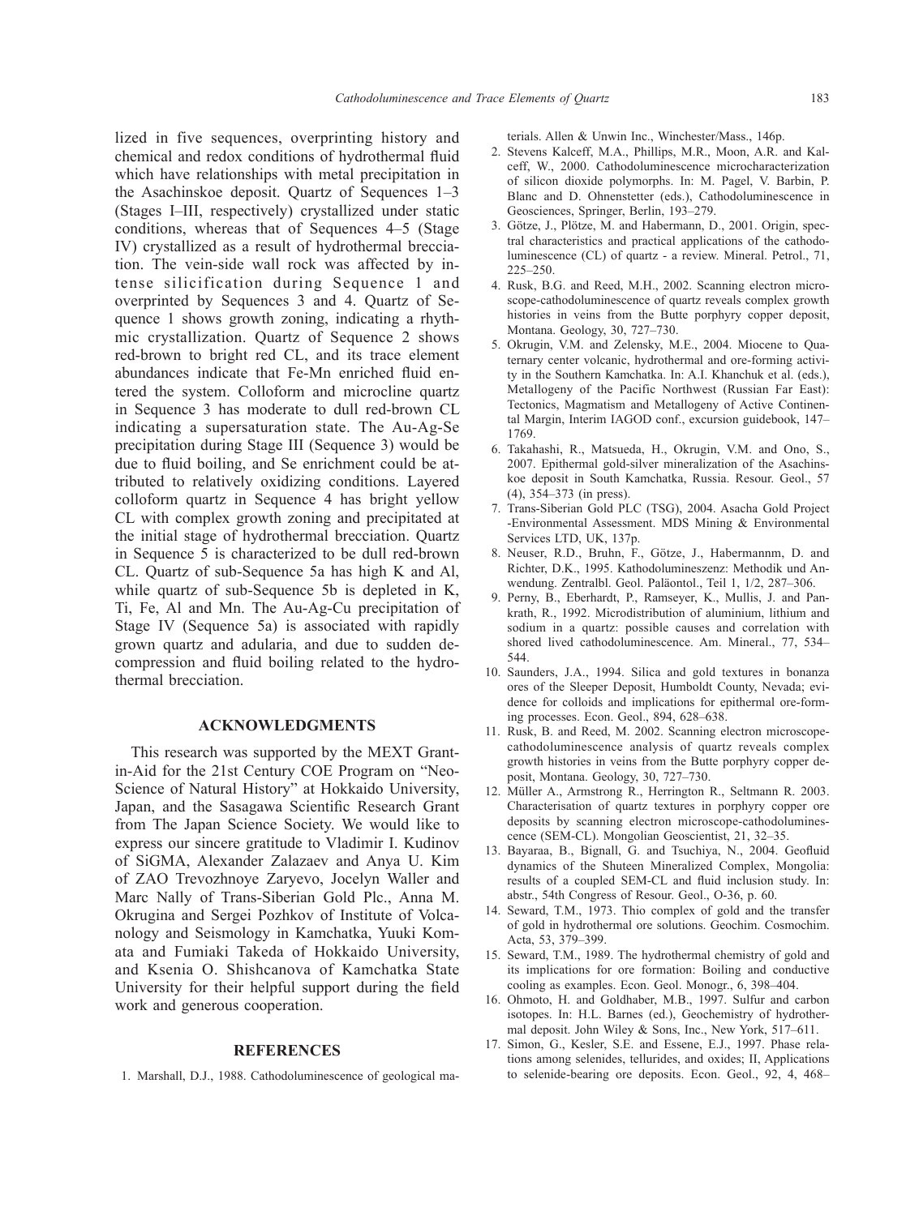lized in five sequences, overprinting history and chemical and redox conditions of hydrothermal fluid which have relationships with metal precipitation in the Asachinskoe deposit. Quartz of Sequences 1–3 (Stages I–III, respectively) crystallized under static conditions, whereas that of Sequences 4–5 (Stage IV) crystallized as a result of hydrothermal brecciation. The vein-side wall rock was affected by intense silicification during Sequence 1 and overprinted by Sequences 3 and 4. Quartz of Sequence 1 shows growth zoning, indicating a rhythmic crystallization. Quartz of Sequence 2 shows red-brown to bright red CL, and its trace element abundances indicate that Fe-Mn enriched fluid entered the system. Colloform and microcline quartz in Sequence 3 has moderate to dull red-brown CL indicating a supersaturation state. The Au-Ag-Se precipitation during Stage III (Sequence 3) would be due to fluid boiling, and Se enrichment could be attributed to relatively oxidizing conditions. Layered colloform quartz in Sequence 4 has bright yellow CL with complex growth zoning and precipitated at the initial stage of hydrothermal brecciation. Quartz in Sequence 5 is characterized to be dull red-brown CL. Quartz of sub-Sequence 5a has high K and Al, while quartz of sub-Sequence 5b is depleted in K, Ti, Fe, Al and Mn. The Au-Ag-Cu precipitation of Stage IV (Sequence 5a) is associated with rapidly grown quartz and adularia, and due to sudden decompression and fluid boiling related to the hydrothermal brecciation.

## ACKNOWLEDGMENTS

This research was supported by the MEXT Grant-in-Aid for the 21st Century COE Program on "Neo-Science of Natural History" at Hokkaido University, Japan, and the Sasagawa Scientific Research Grant from The Japan Science Society. We would like to express our sincere gratitude to Vladimir I. Kudinov of SiGMA, Alexander Zalazaev and Anya U. Kim of ZAO Trevozhnoye Zaryevo, Jocelyn Waller and Marc Nally of Trans-Siberian Gold Plc., Anna M. Okrugina and Sergei Pozhkov of Institute of Volcanology and Seismology in Kamchatka, Yuuki Komata and Fumiaki Takeda of Hokkaido University, and Ksenia O. Shishcanova of Kamchatka State University for their helpful support during the field work and generous cooperation.

## REFERENCES

1. Marshall, D.J., 1988. Cathodoluminescence of geological materials. Allen & Unwin Inc., Winchester/Mass., 146p.
2. Stevens Kalceff, M.A., Phillips, M.R., Moon, A.R. and Kalceff, W., 2000. Cathodoluminescence microcharacterization of silicon dioxide polymorphs. In: M. Pagel, V. Barbin, P. Blanc and D. Ohnenstetter (eds.), Cathodoluminescence in Geosciences, Springer, Berlin, 193–279.
3. Götze, J., Plötze, M. and Habermann, D., 2001. Origin, spectral characteristics and practical applications of the cathodoluminescence (CL) of quartz - a review. Mineral. Petrol., 71, 225–250.
4. Rusk, B.G. and Reed, M.H., 2002. Scanning electron microscope-cathodoluminescence of quartz reveals complex growth histories in veins from the Butte porphyry copper deposit, Montana. Geology, 30, 727–730.
5. Okrugin, V.M. and Zelensky, M.E., 2004. Miocene to Quaternary center volcanic, hydrothermal and ore-forming activity in the Southern Kamchatka. In: A.I. Khanchuk et al. (eds.), Metallogeny of the Pacific Northwest (Russian Far East): Tectonics, Magmatism and Metallogeny of Active Continental Margin, Interim IAGOD conf., excursion guidebook, 147–1769.
6. Takahashi, R., Matsueda, H., Okrugin, V.M. and Ono, S., 2007. Epithermal gold-silver mineralization of the Asachinskoe deposit in South Kamchatka, Russia. Resour. Geol., 57 (4), 354–373 (in press).
7. Trans-Siberian Gold PLC (TSG), 2004. Asacha Gold Project -Environmental Assessment. MDS Mining & Environmental Services LTD, UK, 137p.
8. Neuser, R.D., Bruhn, F., Götze, J., Habermannm, D. and Richter, D.K., 1995. Kathodolumineszenz: Methodik und Anwendung. Zentralbl. Geol. Paläontol., Teil 1, 1/2, 287–306.
9. Perny, B., Eberhardt, P., Ramseyer, K., Mullis, J. and Pankrath, R., 1992. Microdistribution of aluminium, lithium and sodium in a quartz: possible causes and correlation with shored lived cathodoluminescence. Am. Mineral., 77, 534–544.
10. Saunders, J.A., 1994. Silica and gold textures in bonanza ores of the Sleeper Deposit, Humboldt County, Nevada; evidence for colloids and implications for epithermal ore-forming processes. Econ. Geol., 894, 628–638.
11. Rusk, B. and Reed, M. 2002. Scanning electron microscope-cathodoluminescence analysis of quartz reveals complex growth histories in veins from the Butte porphyry copper deposit, Montana. Geology, 30, 727–730.
12. Müller A., Armstrong R., Herrington R., Seltmann R. 2003. Characterisation of quartz textures in porphyry copper ore deposits by scanning electron microscope-cathodoluminescence (SEM-CL). Mongolian Geoscientist, 21, 32–35.
13. Bayaraa, B., Bignall, G. and Tsuchiya, N., 2004. Geofluid dynamics of the Shuteen Mineralized Complex, Mongolia: results of a coupled SEM-CL and fluid inclusion study. In: abstr., 54th Congress of Resour. Geol., O-36, p. 60.
14. Seward, T.M., 1973. Thio complex of gold and the transfer of gold in hydrothermal ore solutions. Geochim. Cosmochim. Acta, 53, 379–399.
15. Seward, T.M., 1989. The hydrothermal chemistry of gold and its implications for ore formation: Boiling and conductive cooling as examples. Econ. Geol. Monogr., 6, 398–404.
16. Ohmoto, H. and Goldhaber, M.B., 1997. Sulfur and carbon isotopes. In: H.L. Barnes (ed.), Geochemistry of hydrothermal deposit. John Wiley & Sons, Inc., New York, 517–611.
17. Simon, G., Kesler, S.E. and Essene, E.J., 1997. Phase relations among selenides, tellurides, and oxides; II, Applications to selenide-bearing ore deposits. Econ. Geol., 92, 4, 468–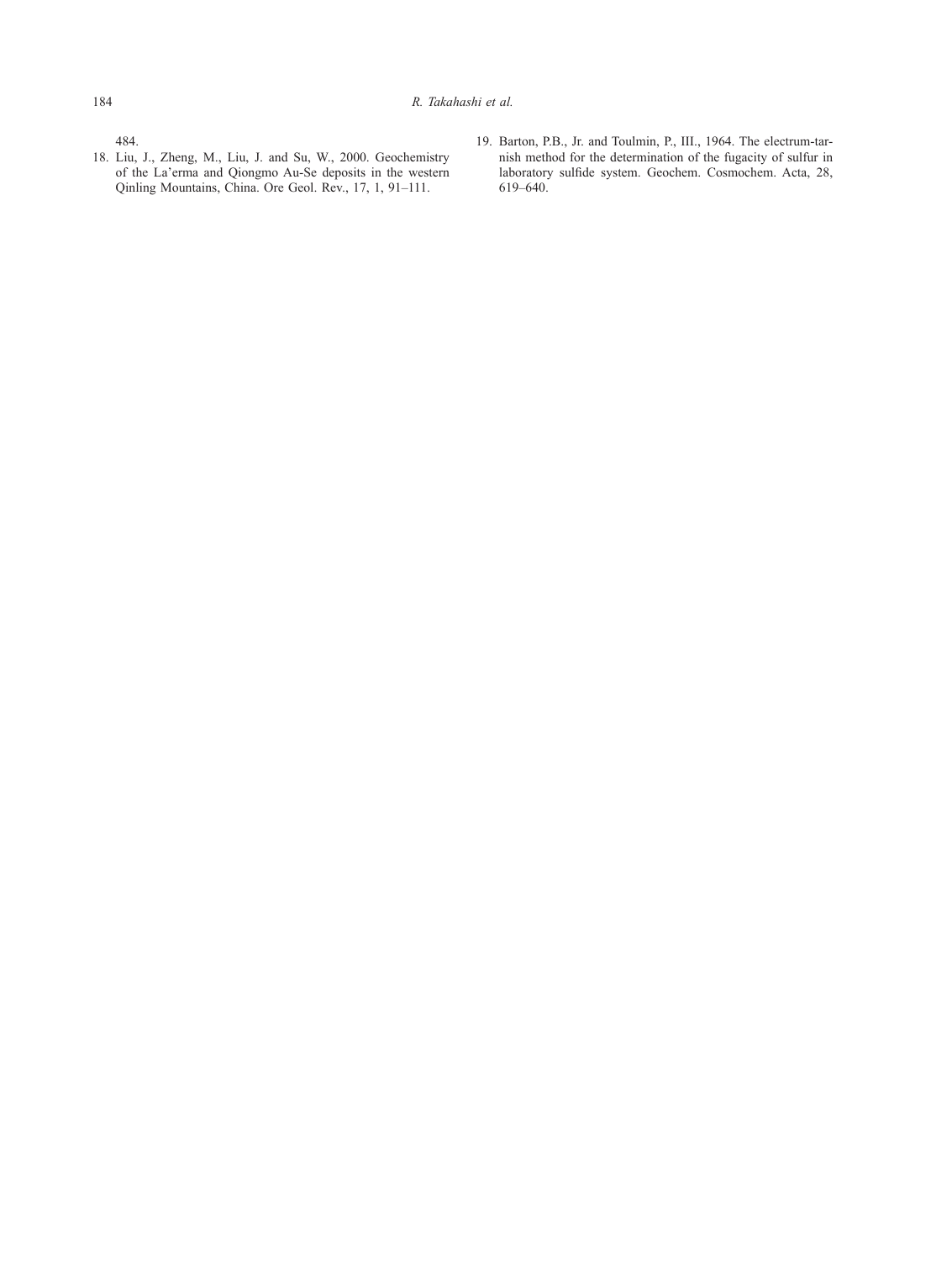484.

18. Liu, J., Zheng, M., Liu, J. and Su, W., 2000. Geochemistry of the La'erma and Qiongmo Au-Se deposits in the western Qinling Mountains, China. Ore Geol. Rev., 17, 1, 91–111.

19. Barton, P.B., Jr. and Toulmin, P., III., 1964. The electrum-tarnish method for the determination of the fugacity of sulfur in laboratory sulfide system. Geochem. Cosmochem. Acta, 28, 619–640.